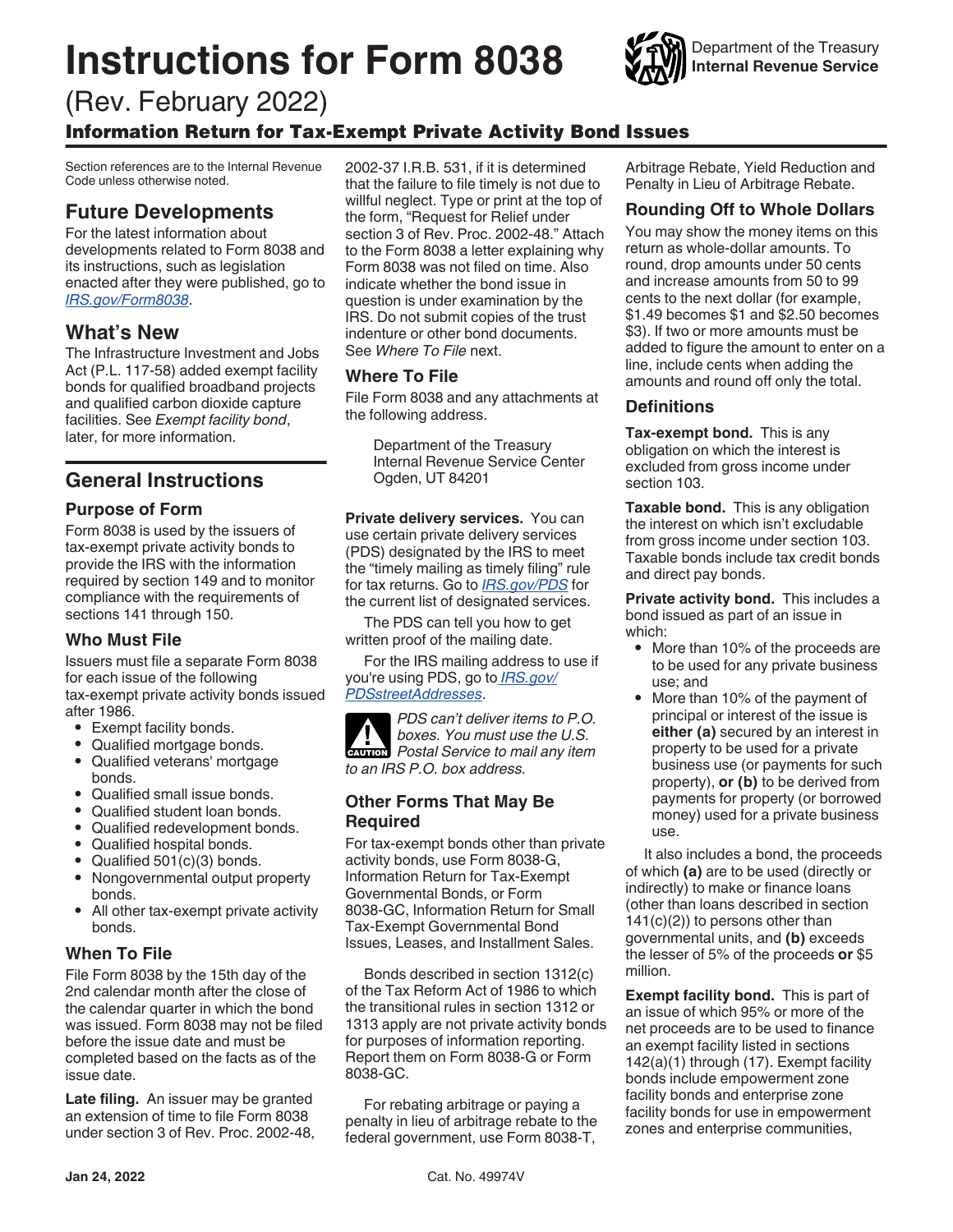# Instructions for Form 8038

(Rev. February 2022)

## Information Return for Tax-Exempt Private Activity Bond Issues

Department of the Treasury
Internal Revenue Service

Section references are to the Internal Revenue Code unless otherwise noted.

## Future Developments

For the latest information about developments related to Form 8038 and its instructions, such as legislation enacted after they were published, go to *IRS.gov/Form8038*.

## What's New

The Infrastructure Investment and Jobs Act (P.L. 117-58) added exempt facility bonds for qualified broadband projects and qualified carbon dioxide capture facilities. See *Exempt facility bond*, later, for more information.

## General Instructions

### Purpose of Form

Form 8038 is used by the issuers of tax-exempt private activity bonds to provide the IRS with the information required by section 149 and to monitor compliance with the requirements of sections 141 through 150.

### Who Must File

Issuers must file a separate Form 8038 for each issue of the following tax-exempt private activity bonds issued after 1986.

- Exempt facility bonds.
- Qualified mortgage bonds.
- Qualified veterans' mortgage bonds.
- Qualified small issue bonds.
- Qualified student loan bonds.
- Qualified redevelopment bonds.
- Qualified hospital bonds.
- Qualified 501(c)(3) bonds.
- Nongovernmental output property bonds.
- All other tax-exempt private activity bonds.

### When To File

File Form 8038 by the 15th day of the 2nd calendar month after the close of the calendar quarter in which the bond was issued. Form 8038 may not be filed before the issue date and must be completed based on the facts as of the issue date.

**Late filing.** An issuer may be granted an extension of time to file Form 8038 under section 3 of Rev. Proc. 2002-48, 2002-37 I.R.B. 531, if it is determined that the failure to file timely is not due to willful neglect. Type or print at the top of the form, "Request for Relief under section 3 of Rev. Proc. 2002-48." Attach to the Form 8038 a letter explaining why Form 8038 was not filed on time. Also indicate whether the bond issue in question is under examination by the IRS. Do not submit copies of the trust indenture or other bond documents. See *Where To File* next.

### Where To File

File Form 8038 and any attachments at the following address.

Department of the Treasury
Internal Revenue Service Center
Ogden, UT 84201

**Private delivery services.** You can use certain private delivery services (PDS) designated by the IRS to meet the "timely mailing as timely filing" rule for tax returns. Go to *IRS.gov/PDS* for the current list of designated services.

The PDS can tell you how to get written proof of the mailing date.

For the IRS mailing address to use if you're using PDS, go to *IRS.gov/PDSstreetAddresses*.

**CAUTION:** *PDS can't deliver items to P.O. boxes. You must use the U.S. Postal Service to mail any item to an IRS P.O. box address.*

### Other Forms That May Be Required

For tax-exempt bonds other than private activity bonds, use Form 8038-G, Information Return for Tax-Exempt Governmental Bonds, or Form 8038-GC, Information Return for Small Tax-Exempt Governmental Bond Issues, Leases, and Installment Sales.

Bonds described in section 1312(c) of the Tax Reform Act of 1986 to which the transitional rules in section 1312 or 1313 apply are not private activity bonds for purposes of information reporting. Report them on Form 8038-G or Form 8038-GC.

For rebating arbitrage or paying a penalty in lieu of arbitrage rebate to the federal government, use Form 8038-T, Arbitrage Rebate, Yield Reduction and Penalty in Lieu of Arbitrage Rebate.

### Rounding Off to Whole Dollars

You may show the money items on this return as whole-dollar amounts. To round, drop amounts under 50 cents and increase amounts from 50 to 99 cents to the next dollar (for example, $1.49 becomes $1 and $2.50 becomes $3). If two or more amounts must be added to figure the amount to enter on a line, include cents when adding the amounts and round off only the total.

### Definitions

**Tax-exempt bond.** This is any obligation on which the interest is excluded from gross income under section 103.

**Taxable bond.** This is any obligation the interest on which isn't excludable from gross income under section 103. Taxable bonds include tax credit bonds and direct pay bonds.

**Private activity bond.** This includes a bond issued as part of an issue in which:

- More than 10% of the proceeds are to be used for any private business use; and
- More than 10% of the payment of principal or interest of the issue is **either (a)** secured by an interest in property to be used for a private business use (or payments for such property), **or (b)** to be derived from payments for property (or borrowed money) used for a private business use.

It also includes a bond, the proceeds of which **(a)** are to be used (directly or indirectly) to make or finance loans (other than loans described in section 141(c)(2)) to persons other than governmental units, and **(b)** exceeds the lesser of 5% of the proceeds **or** $5 million.

**Exempt facility bond.** This is part of an issue of which 95% or more of the net proceeds are to be used to finance an exempt facility listed in sections 142(a)(1) through (17). Exempt facility bonds include empowerment zone facility bonds and enterprise zone facility bonds for use in empowerment zones and enterprise communities,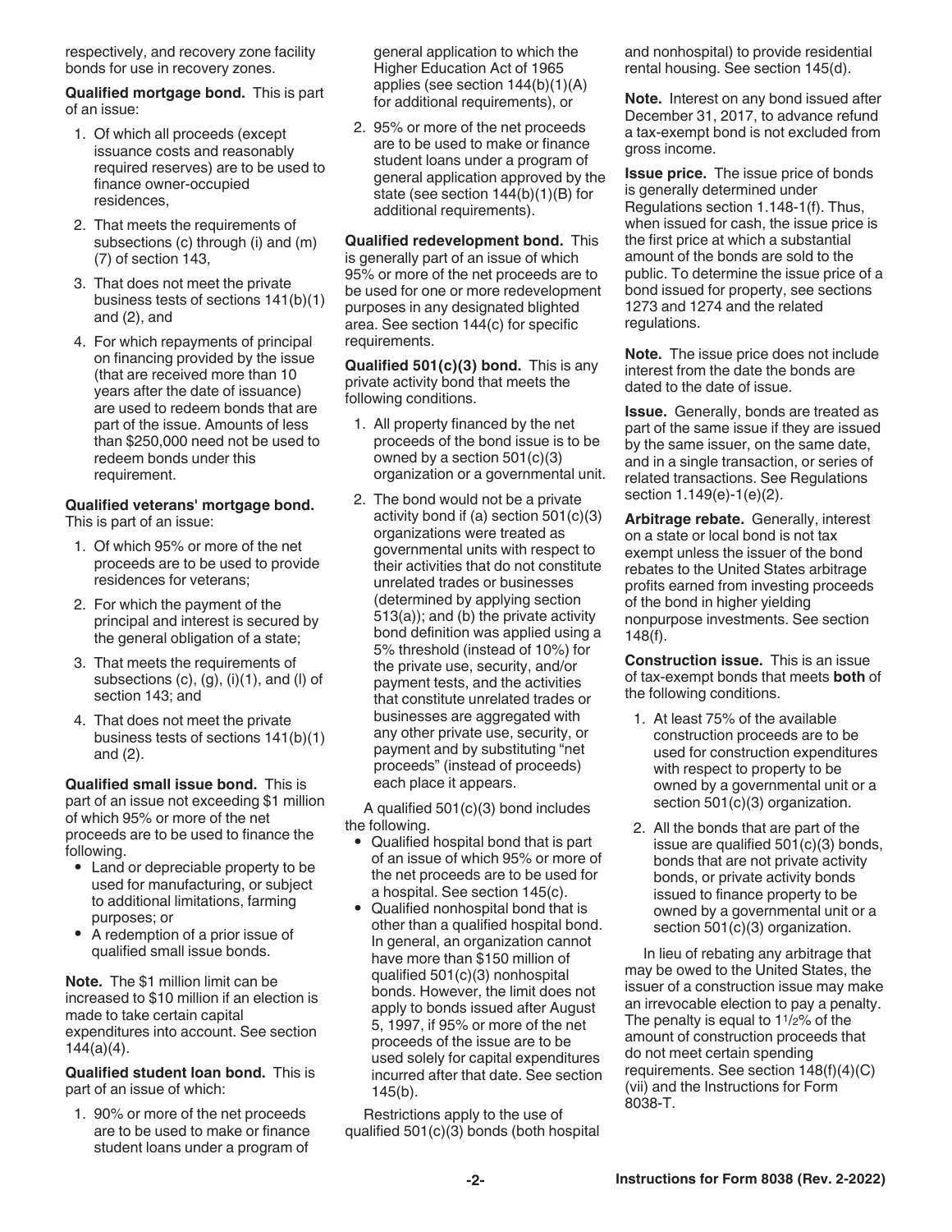respectively, and recovery zone facility bonds for use in recovery zones.

**Qualified mortgage bond.** This is part of an issue:

1. Of which all proceeds (except issuance costs and reasonably required reserves) are to be used to finance owner-occupied residences,
2. That meets the requirements of subsections (c) through (i) and (m)(7) of section 143,
3. That does not meet the private business tests of sections 141(b)(1) and (2), and
4. For which repayments of principal on financing provided by the issue (that are received more than 10 years after the date of issuance) are used to redeem bonds that are part of the issue. Amounts of less than $250,000 need not be used to redeem bonds under this requirement.

**Qualified veterans' mortgage bond.** This is part of an issue:

1. Of which 95% or more of the net proceeds are to be used to provide residences for veterans;
2. For which the payment of the principal and interest is secured by the general obligation of a state;
3. That meets the requirements of subsections (c), (g), (i)(1), and (l) of section 143; and
4. That does not meet the private business tests of sections 141(b)(1) and (2).

**Qualified small issue bond.** This is part of an issue not exceeding $1 million of which 95% or more of the net proceeds are to be used to finance the following.

- Land or depreciable property to be used for manufacturing, or subject to additional limitations, farming purposes; or
- A redemption of a prior issue of qualified small issue bonds.

**Note.** The $1 million limit can be increased to $10 million if an election is made to take certain capital expenditures into account. See section 144(a)(4).

**Qualified student loan bond.** This is part of an issue of which:

1. 90% or more of the net proceeds are to be used to make or finance student loans under a program of general application to which the Higher Education Act of 1965 applies (see section 144(b)(1)(A) for additional requirements), or
2. 95% or more of the net proceeds are to be used to make or finance student loans under a program of general application approved by the state (see section 144(b)(1)(B) for additional requirements).

**Qualified redevelopment bond.** This is generally part of an issue of which 95% or more of the net proceeds are to be used for one or more redevelopment purposes in any designated blighted area. See section 144(c) for specific requirements.

**Qualified 501(c)(3) bond.** This is any private activity bond that meets the following conditions.

1. All property financed by the net proceeds of the bond issue is to be owned by a section 501(c)(3) organization or a governmental unit.
2. The bond would not be a private activity bond if (a) section 501(c)(3) organizations were treated as governmental units with respect to their activities that do not constitute unrelated trades or businesses (determined by applying section 513(a)); and (b) the private activity bond definition was applied using a 5% threshold (instead of 10%) for the private use, security, and/or payment tests, and the activities that constitute unrelated trades or businesses are aggregated with any other private use, security, or payment and by substituting "net proceeds" (instead of proceeds) each place it appears.

A qualified 501(c)(3) bond includes the following.

- Qualified hospital bond that is part of an issue of which 95% or more of the net proceeds are to be used for a hospital. See section 145(c).
- Qualified nonhospital bond that is other than a qualified hospital bond. In general, an organization cannot have more than $150 million of qualified 501(c)(3) nonhospital bonds. However, the limit does not apply to bonds issued after August 5, 1997, if 95% or more of the net proceeds of the issue are to be used solely for capital expenditures incurred after that date. See section 145(b).

Restrictions apply to the use of qualified 501(c)(3) bonds (both hospital and nonhospital) to provide residential rental housing. See section 145(d).

**Note.** Interest on any bond issued after December 31, 2017, to advance refund a tax-exempt bond is not excluded from gross income.

**Issue price.** The issue price of bonds is generally determined under Regulations section 1.148-1(f). Thus, when issued for cash, the issue price is the first price at which a substantial amount of the bonds are sold to the public. To determine the issue price of a bond issued for property, see sections 1273 and 1274 and the related regulations.

**Note.** The issue price does not include interest from the date the bonds are dated to the date of issue.

**Issue.** Generally, bonds are treated as part of the same issue if they are issued by the same issuer, on the same date, and in a single transaction, or series of related transactions. See Regulations section 1.149(e)-1(e)(2).

**Arbitrage rebate.** Generally, interest on a state or local bond is not tax exempt unless the issuer of the bond rebates to the United States arbitrage profits earned from investing proceeds of the bond in higher yielding nonpurpose investments. See section 148(f).

**Construction issue.** This is an issue of tax-exempt bonds that meets **both** of the following conditions.

1. At least 75% of the available construction proceeds are to be used for construction expenditures with respect to property to be owned by a governmental unit or a section 501(c)(3) organization.
2. All the bonds that are part of the issue are qualified 501(c)(3) bonds, bonds that are not private activity bonds, or private activity bonds issued to finance property to be owned by a governmental unit or a section 501(c)(3) organization.

In lieu of rebating any arbitrage that may be owed to the United States, the issuer of a construction issue may make an irrevocable election to pay a penalty. The penalty is equal to 1½% of the amount of construction proceeds that do not meet certain spending requirements. See section 148(f)(4)(C)(vii) and the Instructions for Form 8038-T.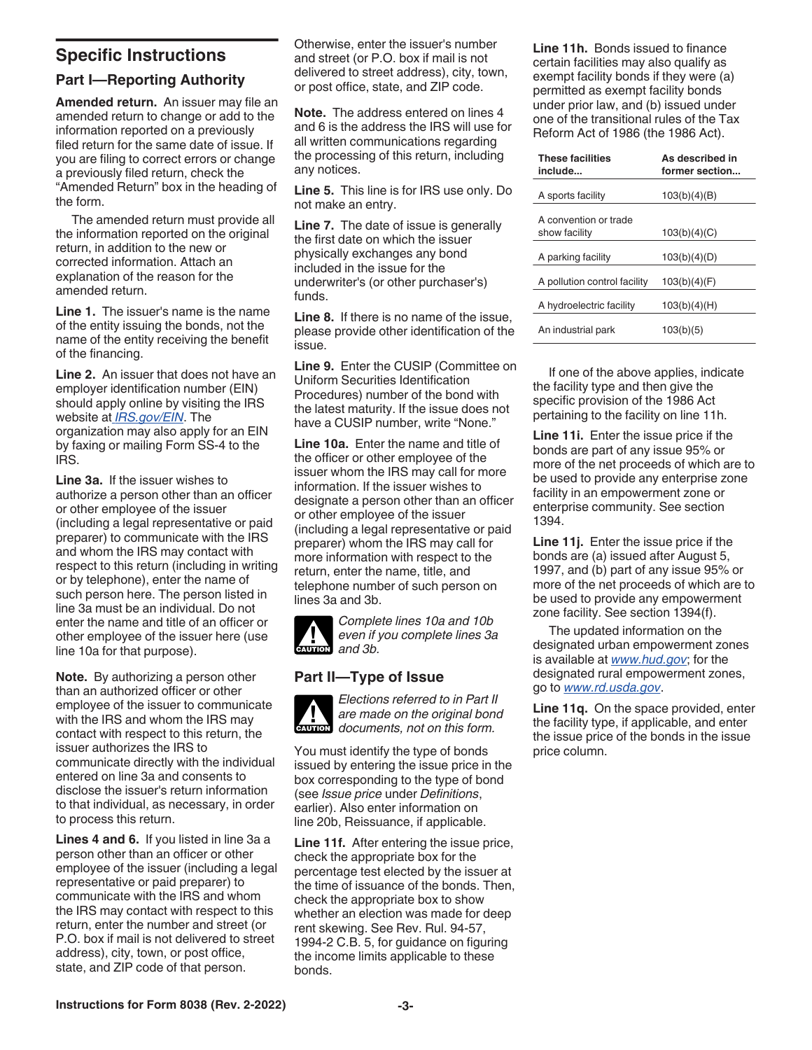## Specific Instructions

### Part I—Reporting Authority

**Amended return.** An issuer may file an amended return to change or add to the information reported on a previously filed return for the same date of issue. If you are filing to correct errors or change a previously filed return, check the "Amended Return" box in the heading of the form.

The amended return must provide all the information reported on the original return, in addition to the new or corrected information. Attach an explanation of the reason for the amended return.

**Line 1.** The issuer's name is the name of the entity issuing the bonds, not the name of the entity receiving the benefit of the financing.

**Line 2.** An issuer that does not have an employer identification number (EIN) should apply online by visiting the IRS website at *IRS.gov/EIN*. The organization may also apply for an EIN by faxing or mailing Form SS-4 to the IRS.

**Line 3a.** If the issuer wishes to authorize a person other than an officer or other employee of the issuer (including a legal representative or paid preparer) to communicate with the IRS and whom the IRS may contact with respect to this return (including in writing or by telephone), enter the name of such person here. The person listed in line 3a must be an individual. Do not enter the name and title of an officer or other employee of the issuer here (use line 10a for that purpose).

**Note.** By authorizing a person other than an authorized officer or other employee of the issuer to communicate with the IRS and whom the IRS may contact with respect to this return, the issuer authorizes the IRS to communicate directly with the individual entered on line 3a and consents to disclose the issuer's return information to that individual, as necessary, in order to process this return.

**Lines 4 and 6.** If you listed in line 3a a person other than an officer or other employee of the issuer (including a legal representative or paid preparer) to communicate with the IRS and whom the IRS may contact with respect to this return, enter the number and street (or P.O. box if mail is not delivered to street address), city, town, or post office, state, and ZIP code of that person. Otherwise, enter the issuer's number and street (or P.O. box if mail is not delivered to street address), city, town, or post office, state, and ZIP code.

**Note.** The address entered on lines 4 and 6 is the address the IRS will use for all written communications regarding the processing of this return, including any notices.

**Line 5.** This line is for IRS use only. Do not make an entry.

**Line 7.** The date of issue is generally the first date on which the issuer physically exchanges any bond included in the issue for the underwriter's (or other purchaser's) funds.

**Line 8.** If there is no name of the issue, please provide other identification of the issue.

**Line 9.** Enter the CUSIP (Committee on Uniform Securities Identification Procedures) number of the bond with the latest maturity. If the issue does not have a CUSIP number, write "None."

**Line 10a.** Enter the name and title of the officer or other employee of the issuer whom the IRS may call for more information. If the issuer wishes to designate a person other than an officer or other employee of the issuer (including a legal representative or paid preparer) whom the IRS may call for more information with respect to the return, enter the name, title, and telephone number of such person on lines 3a and 3b.

**CAUTION:** *Complete lines 10a and 10b even if you complete lines 3a and 3b.*

### Part II—Type of Issue

**CAUTION:** *Elections referred to in Part II are made on the original bond documents, not on this form.*

You must identify the type of bonds issued by entering the issue price in the box corresponding to the type of bond (see *Issue price* under *Definitions*, earlier). Also enter information on line 20b, Reissuance, if applicable.

**Line 11f.** After entering the issue price, check the appropriate box for the percentage test elected by the issuer at the time of issuance of the bonds. Then, check the appropriate box to show whether an election was made for deep rent skewing. See Rev. Rul. 94-57, 1994-2 C.B. 5, for guidance on figuring the income limits applicable to these bonds.

**Line 11h.** Bonds issued to finance certain facilities may also qualify as exempt facility bonds if they were (a) permitted as exempt facility bonds under prior law, and (b) issued under one of the transitional rules of the Tax Reform Act of 1986 (the 1986 Act).

| These facilities include... | As described in former section... |
|---|---|
| A sports facility | 103(b)(4)(B) |
| A convention or trade show facility | 103(b)(4)(C) |
| A parking facility | 103(b)(4)(D) |
| A pollution control facility | 103(b)(4)(F) |
| A hydroelectric facility | 103(b)(4)(H) |
| An industrial park | 103(b)(5) |

If one of the above applies, indicate the facility type and then give the specific provision of the 1986 Act pertaining to the facility on line 11h.

**Line 11i.** Enter the issue price if the bonds are part of any issue 95% or more of the net proceeds of which are to be used to provide any enterprise zone facility in an empowerment zone or enterprise community. See section 1394.

**Line 11j.** Enter the issue price if the bonds are (a) issued after August 5, 1997, and (b) part of any issue 95% or more of the net proceeds of which are to be used to provide any empowerment zone facility. See section 1394(f).

The updated information on the designated urban empowerment zones is available at *www.hud.gov*; for the designated rural empowerment zones, go to *www.rd.usda.gov*.

**Line 11q.** On the space provided, enter the facility type, if applicable, and enter the issue price of the bonds in the issue price column.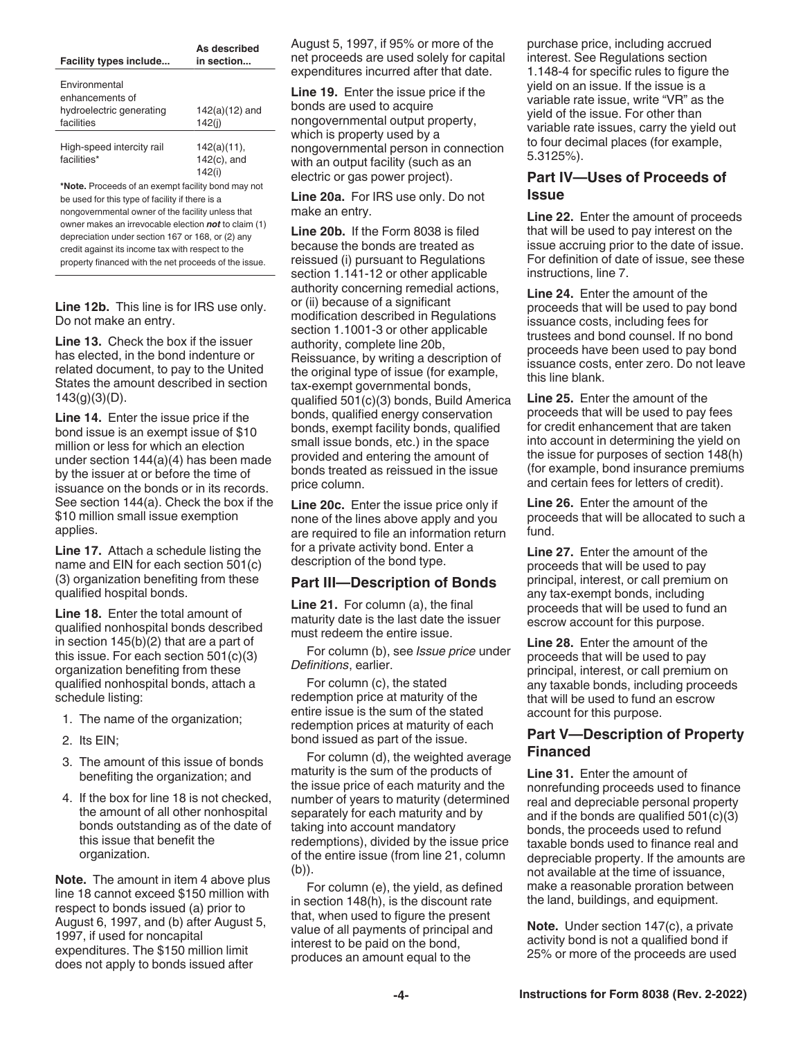| Facility types include... | As described in section... |
|---|---|
| Environmental enhancements of hydroelectric generating facilities | 142(a)(12) and 142(j) |
| High-speed intercity rail facilities* | 142(a)(11), 142(c), and 142(i) |

***Note.** Proceeds of an exempt facility bond may not be used for this type of facility if there is a nongovernmental owner of the facility unless that owner makes an irrevocable election ***not*** to claim (1) depreciation under section 167 or 168, or (2) any credit against its income tax with respect to the property financed with the net proceeds of the issue.

**Line 12b.** This line is for IRS use only. Do not make an entry.

**Line 13.** Check the box if the issuer has elected, in the bond indenture or related document, to pay to the United States the amount described in section 143(g)(3)(D).

**Line 14.** Enter the issue price if the bond issue is an exempt issue of $10 million or less for which an election under section 144(a)(4) has been made by the issuer at or before the time of issuance on the bonds or in its records. See section 144(a). Check the box if the $10 million small issue exemption applies.

**Line 17.** Attach a schedule listing the name and EIN for each section 501(c)(3) organization benefiting from these qualified hospital bonds.

**Line 18.** Enter the total amount of qualified nonhospital bonds described in section 145(b)(2) that are a part of this issue. For each section 501(c)(3) organization benefiting from these qualified nonhospital bonds, attach a schedule listing:

1. The name of the organization;
2. Its EIN;
3. The amount of this issue of bonds benefiting the organization; and
4. If the box for line 18 is not checked, the amount of all other nonhospital bonds outstanding as of the date of this issue that benefit the organization.

**Note.** The amount in item 4 above plus line 18 cannot exceed $150 million with respect to bonds issued (a) prior to August 6, 1997, and (b) after August 5, 1997, if used for noncapital expenditures. The $150 million limit does not apply to bonds issued after August 5, 1997, if 95% or more of the net proceeds are used solely for capital expenditures incurred after that date.

**Line 19.** Enter the issue price if the bonds are used to acquire nongovernmental output property, which is property used by a nongovernmental person in connection with an output facility (such as an electric or gas power project).

**Line 20a.** For IRS use only. Do not make an entry.

**Line 20b.** If the Form 8038 is filed because the bonds are treated as reissued (i) pursuant to Regulations section 1.141-12 or other applicable authority concerning remedial actions, or (ii) because of a significant modification described in Regulations section 1.1001-3 or other applicable authority, complete line 20b, Reissuance, by writing a description of the original type of issue (for example, tax-exempt governmental bonds, qualified 501(c)(3) bonds, Build America bonds, qualified energy conservation bonds, exempt facility bonds, qualified small issue bonds, etc.) in the space provided and entering the amount of bonds treated as reissued in the issue price column.

**Line 20c.** Enter the issue price only if none of the lines above apply and you are required to file an information return for a private activity bond. Enter a description of the bond type.

## Part III—Description of Bonds

**Line 21.** For column (a), the final maturity date is the last date the issuer must redeem the entire issue.

For column (b), see *Issue price* under *Definitions*, earlier.

For column (c), the stated redemption price at maturity of the entire issue is the sum of the stated redemption prices at maturity of each bond issued as part of the issue.

For column (d), the weighted average maturity is the sum of the products of the issue price of each maturity and the number of years to maturity (determined separately for each maturity and by taking into account mandatory redemptions), divided by the issue price of the entire issue (from line 21, column (b)).

For column (e), the yield, as defined in section 148(h), is the discount rate that, when used to figure the present value of all payments of principal and interest to be paid on the bond, produces an amount equal to the purchase price, including accrued interest. See Regulations section 1.148-4 for specific rules to figure the yield on an issue. If the issue is a variable rate issue, write "VR" as the yield of the issue. For other than variable rate issues, carry the yield out to four decimal places (for example, 5.3125%).

## Part IV—Uses of Proceeds of Issue

**Line 22.** Enter the amount of proceeds that will be used to pay interest on the issue accruing prior to the date of issue. For definition of date of issue, see these instructions, line 7.

**Line 24.** Enter the amount of the proceeds that will be used to pay bond issuance costs, including fees for trustees and bond counsel. If no bond proceeds have been used to pay bond issuance costs, enter zero. Do not leave this line blank.

**Line 25.** Enter the amount of the proceeds that will be used to pay fees for credit enhancement that are taken into account in determining the yield on the issue for purposes of section 148(h) (for example, bond insurance premiums and certain fees for letters of credit).

**Line 26.** Enter the amount of the proceeds that will be allocated to such a fund.

**Line 27.** Enter the amount of the proceeds that will be used to pay principal, interest, or call premium on any tax-exempt bonds, including proceeds that will be used to fund an escrow account for this purpose.

**Line 28.** Enter the amount of the proceeds that will be used to pay principal, interest, or call premium on any taxable bonds, including proceeds that will be used to fund an escrow account for this purpose.

## Part V—Description of Property Financed

**Line 31.** Enter the amount of nonrefunding proceeds used to finance real and depreciable personal property and if the bonds are qualified 501(c)(3) bonds, the proceeds used to refund taxable bonds used to finance real and depreciable property. If the amounts are not available at the time of issuance, make a reasonable proration between the land, buildings, and equipment.

**Note.** Under section 147(c), a private activity bond is not a qualified bond if 25% or more of the proceeds are used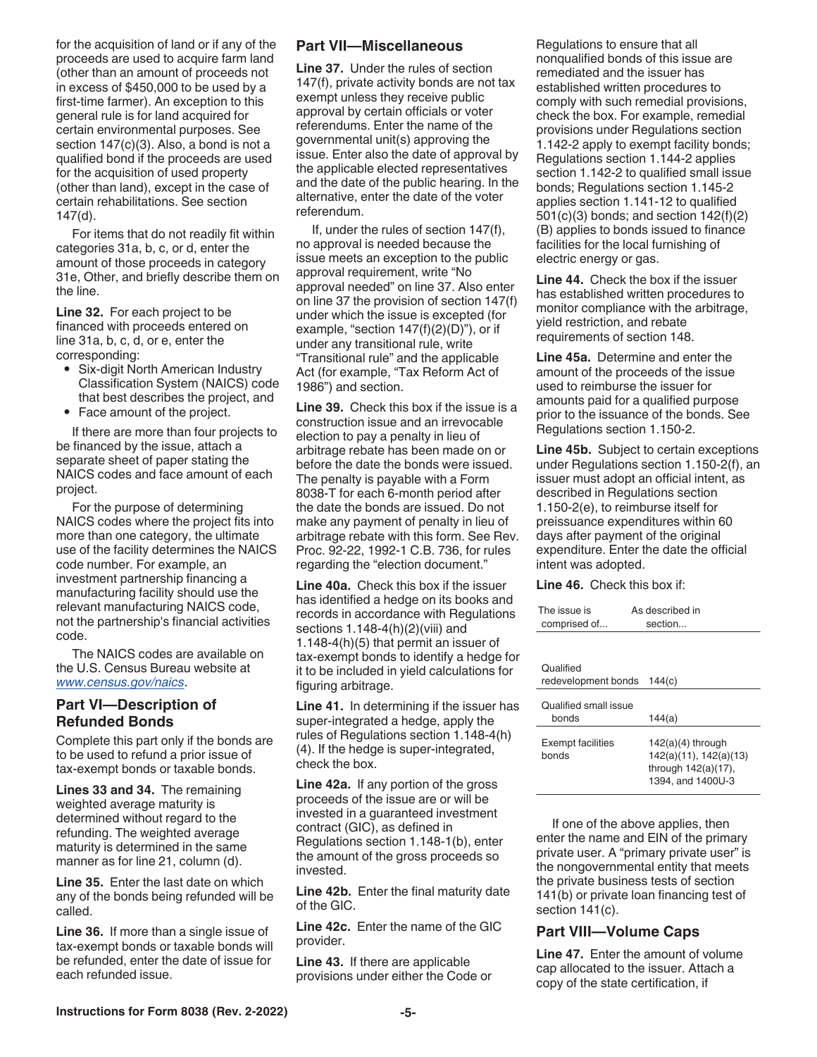for the acquisition of land or if any of the proceeds are used to acquire farm land (other than an amount of proceeds not in excess of $450,000 to be used by a first-time farmer). An exception to this general rule is for land acquired for certain environmental purposes. See section 147(c)(3). Also, a bond is not a qualified bond if the proceeds are used for the acquisition of used property (other than land), except in the case of certain rehabilitations. See section 147(d).

For items that do not readily fit within categories 31a, b, c, or d, enter the amount of those proceeds in category 31e, Other, and briefly describe them on the line.

**Line 32.** For each project to be financed with proceeds entered on line 31a, b, c, d, or e, enter the corresponding:

- Six-digit North American Industry Classification System (NAICS) code that best describes the project, and
- Face amount of the project.

If there are more than four projects to be financed by the issue, attach a separate sheet of paper stating the NAICS codes and face amount of each project.

For the purpose of determining NAICS codes where the project fits into more than one category, the ultimate use of the facility determines the NAICS code number. For example, an investment partnership financing a manufacturing facility should use the relevant manufacturing NAICS code, not the partnership's financial activities code.

The NAICS codes are available on the U.S. Census Bureau website at *www.census.gov/naics*.

## Part VI—Description of Refunded Bonds

Complete this part only if the bonds are to be used to refund a prior issue of tax-exempt bonds or taxable bonds.

**Lines 33 and 34.** The remaining weighted average maturity is determined without regard to the refunding. The weighted average maturity is determined in the same manner as for line 21, column (d).

**Line 35.** Enter the last date on which any of the bonds being refunded will be called.

**Line 36.** If more than a single issue of tax-exempt bonds or taxable bonds will be refunded, enter the date of issue for each refunded issue.

## Part VII—Miscellaneous

**Line 37.** Under the rules of section 147(f), private activity bonds are not tax exempt unless they receive public approval by certain officials or voter referendums. Enter the name of the governmental unit(s) approving the issue. Enter also the date of approval by the applicable elected representatives and the date of the public hearing. In the alternative, enter the date of the voter referendum.

If, under the rules of section 147(f), no approval is needed because the issue meets an exception to the public approval requirement, write "No approval needed" on line 37. Also enter on line 37 the provision of section 147(f) under which the issue is excepted (for example, "section 147(f)(2)(D)"), or if under any transitional rule, write "Transitional rule" and the applicable Act (for example, "Tax Reform Act of 1986") and section.

**Line 39.** Check this box if the issue is a construction issue and an irrevocable election to pay a penalty in lieu of arbitrage rebate has been made on or before the date the bonds were issued. The penalty is payable with a Form 8038-T for each 6-month period after the date the bonds are issued. Do not make any payment of penalty in lieu of arbitrage rebate with this form. See Rev. Proc. 92-22, 1992-1 C.B. 736, for rules regarding the "election document."

**Line 40a.** Check this box if the issuer has identified a hedge on its books and records in accordance with Regulations sections 1.148-4(h)(2)(viii) and 1.148-4(h)(5) that permit an issuer of tax-exempt bonds to identify a hedge for it to be included in yield calculations for figuring arbitrage.

**Line 41.** In determining if the issuer has super-integrated a hedge, apply the rules of Regulations section 1.148-4(h)(4). If the hedge is super-integrated, check the box.

**Line 42a.** If any portion of the gross proceeds of the issue are or will be invested in a guaranteed investment contract (GIC), as defined in Regulations section 1.148-1(b), enter the amount of the gross proceeds so invested.

**Line 42b.** Enter the final maturity date of the GIC.

**Line 42c.** Enter the name of the GIC provider.

**Line 43.** If there are applicable provisions under either the Code or Regulations to ensure that all nonqualified bonds of this issue are remediated and the issuer has established written procedures to comply with such remedial provisions, check the box. For example, remedial provisions under Regulations section 1.142-2 apply to exempt facility bonds; Regulations section 1.144-2 applies section 1.142-2 to qualified small issue bonds; Regulations section 1.145-2 applies section 1.141-12 to qualified 501(c)(3) bonds; and section 142(f)(2)(B) applies to bonds issued to finance facilities for the local furnishing of electric energy or gas.

**Line 44.** Check the box if the issuer has established written procedures to monitor compliance with the arbitrage, yield restriction, and rebate requirements of section 148.

**Line 45a.** Determine and enter the amount of the proceeds of the issue used to reimburse the issuer for amounts paid for a qualified purpose prior to the issuance of the bonds. See Regulations section 1.150-2.

**Line 45b.** Subject to certain exceptions under Regulations section 1.150-2(f), an issuer must adopt an official intent, as described in Regulations section 1.150-2(e), to reimburse itself for preissuance expenditures within 60 days after payment of the original expenditure. Enter the date the official intent was adopted.

**Line 46.** Check this box if:

| The issue is comprised of... | As described in section... |
|---|---|
| Qualified redevelopment bonds | 144(c) |
| Qualified small issue bonds | 144(a) |
| Exempt facilities bonds | 142(a)(4) through 142(a)(11), 142(a)(13) through 142(a)(17), 1394, and 1400U-3 |

If one of the above applies, then enter the name and EIN of the primary private user. A "primary private user" is the nongovernmental entity that meets the private business tests of section 141(b) or private loan financing test of section 141(c).

## Part VIII—Volume Caps

**Line 47.** Enter the amount of volume cap allocated to the issuer. Attach a copy of the state certification, if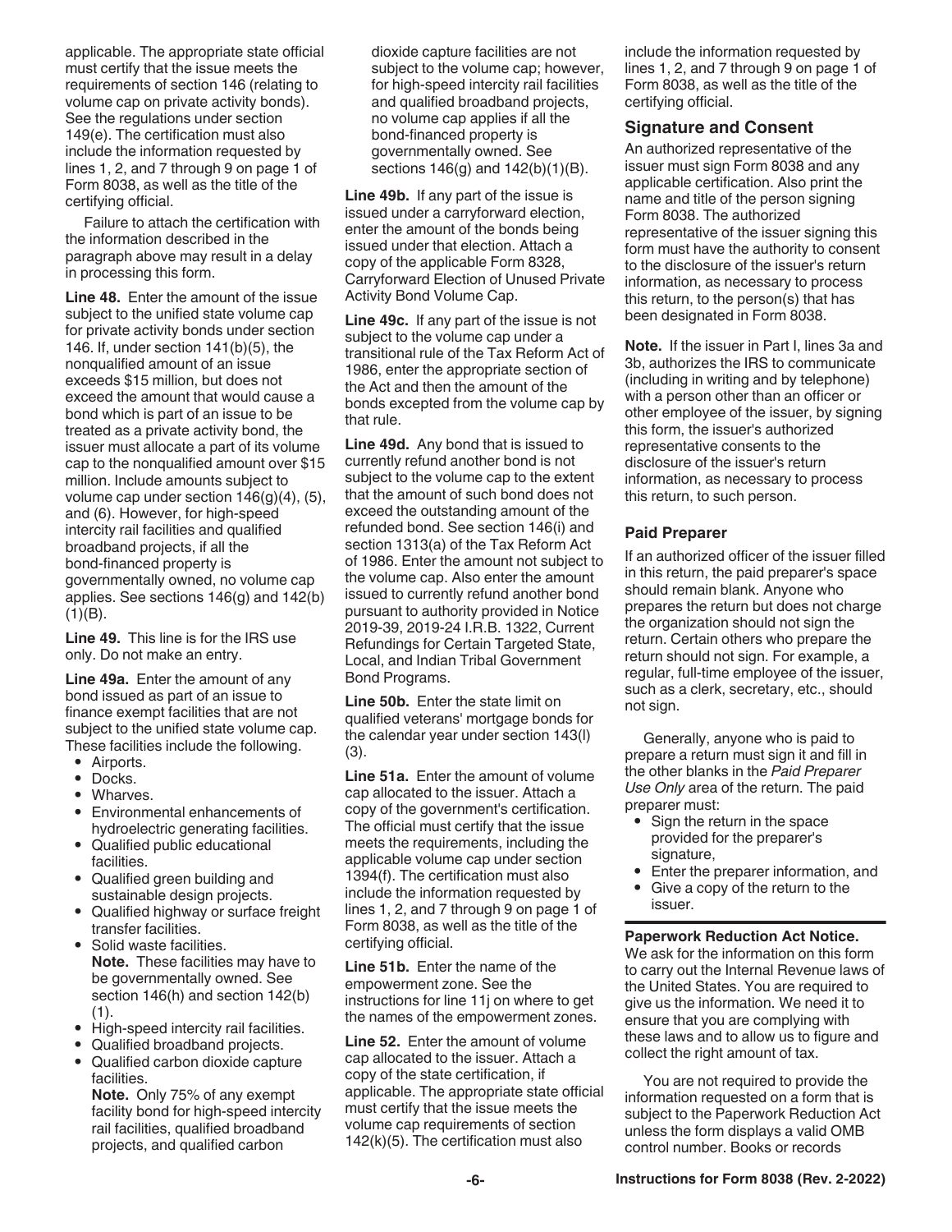applicable. The appropriate state official must certify that the issue meets the requirements of section 146 (relating to volume cap on private activity bonds). See the regulations under section 149(e). The certification must also include the information requested by lines 1, 2, and 7 through 9 on page 1 of Form 8038, as well as the title of the certifying official.

Failure to attach the certification with the information described in the paragraph above may result in a delay in processing this form.

**Line 48.** Enter the amount of the issue subject to the unified state volume cap for private activity bonds under section 146. If, under section 141(b)(5), the nonqualified amount of an issue exceeds $15 million, but does not exceed the amount that would cause a bond which is part of an issue to be treated as a private activity bond, the issuer must allocate a part of its volume cap to the nonqualified amount over $15 million. Include amounts subject to volume cap under section 146(g)(4), (5), and (6). However, for high-speed intercity rail facilities and qualified broadband projects, if all the bond-financed property is governmentally owned, no volume cap applies. See sections 146(g) and 142(b)(1)(B).

**Line 49.** This line is for the IRS use only. Do not make an entry.

**Line 49a.** Enter the amount of any bond issued as part of an issue to finance exempt facilities that are not subject to the unified state volume cap. These facilities include the following.

- Airports.
- Docks.
- Wharves.
- Environmental enhancements of hydroelectric generating facilities.
- Qualified public educational facilities.
- Qualified green building and sustainable design projects.
- Qualified highway or surface freight transfer facilities.
- Solid waste facilities.
  **Note.** These facilities may have to be governmentally owned. See section 146(h) and section 142(b)(1).
- High-speed intercity rail facilities.
- Qualified broadband projects.
- Qualified carbon dioxide capture facilities.
  **Note.** Only 75% of any exempt facility bond for high-speed intercity rail facilities, qualified broadband projects, and qualified carbon dioxide capture facilities are not subject to the volume cap; however, for high-speed intercity rail facilities and qualified broadband projects, no volume cap applies if all the bond-financed property is governmentally owned. See sections 146(g) and 142(b)(1)(B).

**Line 49b.** If any part of the issue is issued under a carryforward election, enter the amount of the bonds being issued under that election. Attach a copy of the applicable Form 8328, Carryforward Election of Unused Private Activity Bond Volume Cap.

**Line 49c.** If any part of the issue is not subject to the volume cap under a transitional rule of the Tax Reform Act of 1986, enter the appropriate section of the Act and then the amount of the bonds excepted from the volume cap by that rule.

**Line 49d.** Any bond that is issued to currently refund another bond is not subject to the volume cap to the extent that the amount of such bond does not exceed the outstanding amount of the refunded bond. See section 146(i) and section 1313(a) of the Tax Reform Act of 1986. Enter the amount not subject to the volume cap. Also enter the amount issued to currently refund another bond pursuant to authority provided in Notice 2019-39, 2019-24 I.R.B. 1322, Current Refundings for Certain Targeted State, Local, and Indian Tribal Government Bond Programs.

**Line 50b.** Enter the state limit on qualified veterans' mortgage bonds for the calendar year under section 143(l)(3).

**Line 51a.** Enter the amount of volume cap allocated to the issuer. Attach a copy of the government's certification. The official must certify that the issue meets the requirements, including the applicable volume cap under section 1394(f). The certification must also include the information requested by lines 1, 2, and 7 through 9 on page 1 of Form 8038, as well as the title of the certifying official.

**Line 51b.** Enter the name of the empowerment zone. See the instructions for line 11j on where to get the names of the empowerment zones.

**Line 52.** Enter the amount of volume cap allocated to the issuer. Attach a copy of the state certification, if applicable. The appropriate state official must certify that the issue meets the volume cap requirements of section 142(k)(5). The certification must also include the information requested by lines 1, 2, and 7 through 9 on page 1 of Form 8038, as well as the title of the certifying official.

## Signature and Consent

An authorized representative of the issuer must sign Form 8038 and any applicable certification. Also print the name and title of the person signing Form 8038. The authorized representative of the issuer signing this form must have the authority to consent to the disclosure of the issuer's return information, as necessary to process this return, to the person(s) that has been designated in Form 8038.

**Note.** If the issuer in Part I, lines 3a and 3b, authorizes the IRS to communicate (including in writing and by telephone) with a person other than an officer or other employee of the issuer, by signing this form, the issuer's authorized representative consents to the disclosure of the issuer's return information, as necessary to process this return, to such person.

### Paid Preparer

If an authorized officer of the issuer filled in this return, the paid preparer's space should remain blank. Anyone who prepares the return but does not charge the organization should not sign the return. Certain others who prepare the return should not sign. For example, a regular, full-time employee of the issuer, such as a clerk, secretary, etc., should not sign.

Generally, anyone who is paid to prepare a return must sign it and fill in the other blanks in the *Paid Preparer Use Only* area of the return. The paid preparer must:

- Sign the return in the space provided for the preparer's signature,
- Enter the preparer information, and
- Give a copy of the return to the issuer.

**Paperwork Reduction Act Notice.** We ask for the information on this form to carry out the Internal Revenue laws of the United States. You are required to give us the information. We need it to ensure that you are complying with these laws and to allow us to figure and collect the right amount of tax.

You are not required to provide the information requested on a form that is subject to the Paperwork Reduction Act unless the form displays a valid OMB control number. Books or records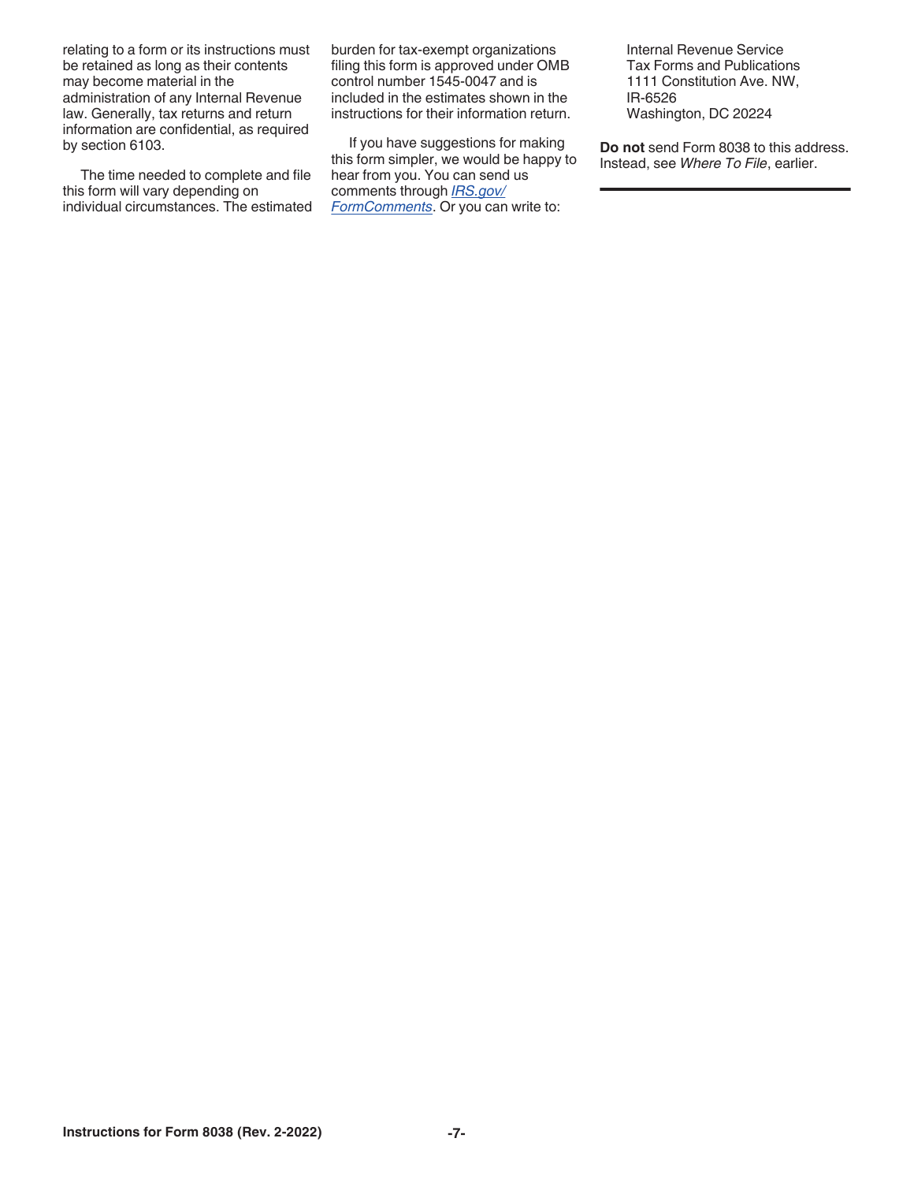relating to a form or its instructions must be retained as long as their contents may become material in the administration of any Internal Revenue law. Generally, tax returns and return information are confidential, as required by section 6103.

The time needed to complete and file this form will vary depending on individual circumstances. The estimated burden for tax-exempt organizations filing this form is approved under OMB control number 1545-0047 and is included in the estimates shown in the instructions for their information return.

If you have suggestions for making this form simpler, we would be happy to hear from you. You can send us comments through *IRS.gov/FormComments*. Or you can write to:

Internal Revenue Service
Tax Forms and Publications
1111 Constitution Ave. NW, IR-6526
Washington, DC 20224

**Do not** send Form 8038 to this address. Instead, see *Where To File*, earlier.